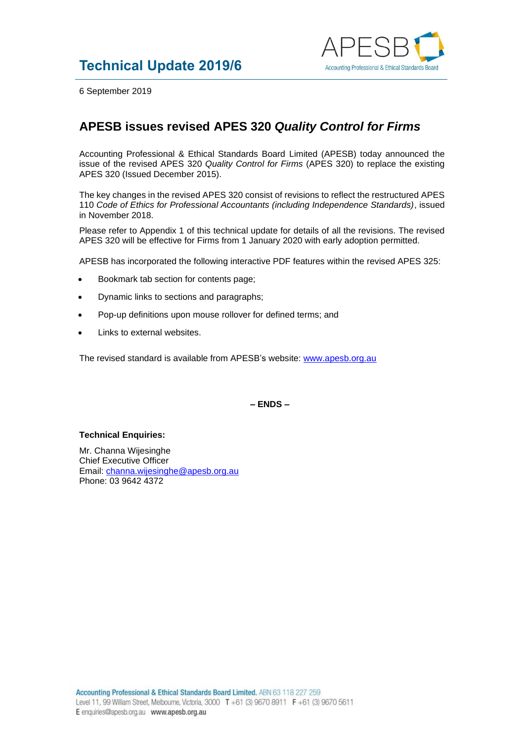# Technical Update 2019/6

6 September 2019

## APESB issues revised APES 320 *Quality Control for Firms*

Accounting Professional & Ethical Standards Board Limited (APESB) today announced the issue of the revised APES 320 *Quality Control for Firms* (APES 320) to replace the existing APES 320 (Issued December 2015).

The key changes in the revised APES 320 consist of revisions to reflect the restructured APES 110 *Code of Ethics for Professional Accountants (including Independence Standards)*, issued in November 2018.

Please refer to Appendix 1 of this technical update for details of all the revisions. The revised APES 320 will be effective for Firms from 1 January 2020 with early adoption permitted.

APESB has incorporated the following interactive PDF features within the revised APES 325:

- Bookmark tab section for contents page;
- Dynamic links to sections and paragraphs;
- Pop-up definitions upon mouse rollover for defined terms; and
- Links to external websites.

The revised standard is available from APESB's website: [www.apesb.org.au](http://www.apesb.org.au)

**– ENDS –**

**Technical Enquiries:**

Mr. Channa Wijesinghe
Chief Executive Officer
Email: [channa.wijesinghe@apesb.org.au](mailto:channa.wijesinghe@apesb.org.au)
Phone: 03 9642 4372

**Accounting Professional & Ethical Standards Board Limited.** ABN 63 118 227 259
Level 11, 99 William Street, Melbourne, Victoria, 3000 T +61 (3) 9670 8911 F +61 (3) 9670 5611
E enquiries@apesb.org.au **www.apesb.org.au**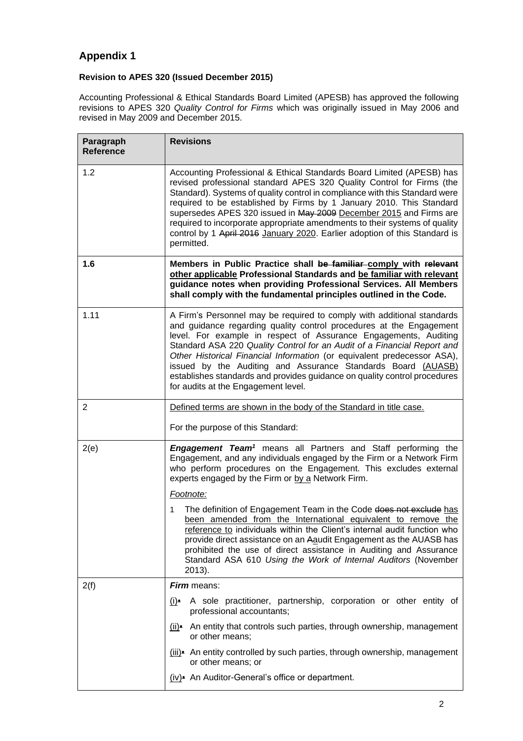## Appendix 1

**Revision to APES 320 (Issued December 2015)**

Accounting Professional & Ethical Standards Board Limited (APESB) has approved the following revisions to APES 320 *Quality Control for Firms* which was originally issued in May 2006 and revised in May 2009 and December 2015.

| Paragraph Reference | Revisions |
|---|---|
| 1.2 | Accounting Professional & Ethical Standards Board Limited (APESB) has revised professional standard APES 320 Quality Control for Firms (the Standard). Systems of quality control in compliance with this Standard were required to be established by Firms by 1 January 2010. This Standard supersedes APES 320 issued in ~~May 2009~~ <u>December 2015</u> and Firms are required to incorporate appropriate amendments to their systems of quality control by 1 ~~April 2016~~ <u>January 2020</u>. Earlier adoption of this Standard is permitted. |
| **1.6** | **Members in Public Practice shall ~~be familiar~~ <u>comply</u> with ~~relevant~~ <u>other applicable</u> Professional Standards and <u>be familiar with relevant</u> guidance notes when providing Professional Services. All Members shall comply with the fundamental principles outlined in the Code.** |
| 1.11 | A Firm's Personnel may be required to comply with additional standards and guidance regarding quality control procedures at the Engagement level. For example in respect of Assurance Engagements, Auditing Standard ASA 220 *Quality Control for an Audit of a Financial Report and Other Historical Financial Information* (or equivalent predecessor ASA), issued by the Auditing and Assurance Standards Board <u>(AUASB)</u> establishes standards and provides guidance on quality control procedures for audits at the Engagement level. |
| 2 | <u>Defined terms are shown in the body of the Standard in title case.</u><br><br>For the purpose of this Standard: |
| 2(e) | ***Engagement Team*[1]** means all Partners and Staff performing the Engagement, and any individuals engaged by the Firm or a Network Firm who perform procedures on the Engagement. This excludes external experts engaged by the Firm or <u>by a</u> Network Firm.<br><br>*<u>Footnote:</u>*<br><br>1 The definition of Engagement Team in the Code ~~does not exclude~~ <u>has been amended from the International equivalent to remove the reference to</u> individuals within the Client's internal audit function who provide direct assistance on an ~~A~~<u>a</u>udit Engagement as the AUASB has prohibited the use of direct assistance in Auditing and Assurance Standard ASA 610 *Using the Work of Internal Auditors* (November 2013). |
| 2(f) | ***Firm*** means:<br><br><u>(i)</u>~~•~~ A sole practitioner, partnership, corporation or other entity of professional accountants;<br><br><u>(ii)</u>~~•~~ An entity that controls such parties, through ownership, management or other means;<br><br><u>(iii)</u>~~•~~ An entity controlled by such parties, through ownership, management or other means; or<br><br><u>(iv)</u>~~•~~ An Auditor-General's office or department. |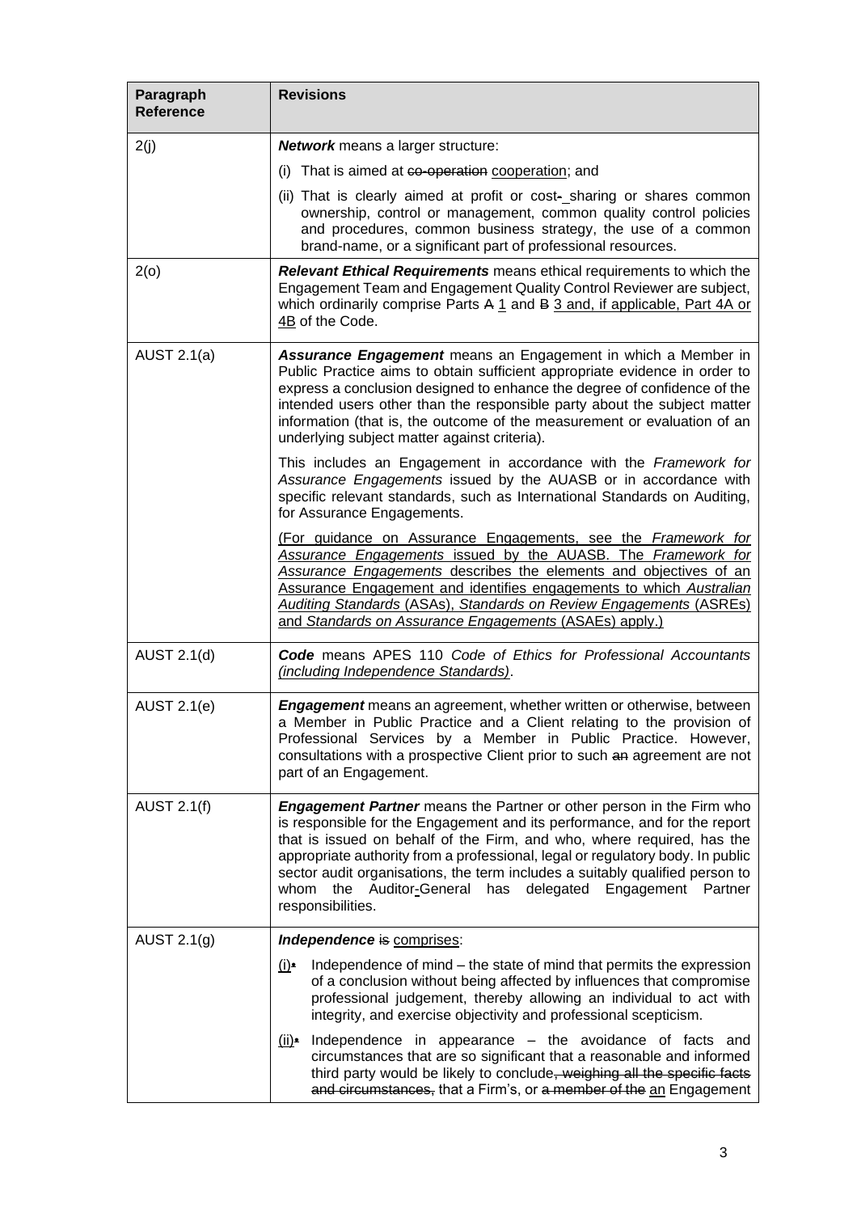| Paragraph Reference | Revisions |
|---|---|
| 2(j) | ***Network*** means a larger structure:<br>(i) That is aimed at ~~co-operation~~ <u>cooperation</u>; and<br>(ii) That is clearly aimed at profit or cost~~-~~ sharing or shares common ownership, control or management, common quality control policies and procedures, common business strategy, the use of a common brand-name, or a significant part of professional resources. |
| 2(o) | ***Relevant Ethical Requirements*** means ethical requirements to which the Engagement Team and Engagement Quality Control Reviewer are subject, which ordinarily comprise Parts ~~A~~ <u>1</u> and ~~B~~ <u>3 and, if applicable, Part 4A or 4B</u> of the Code. |
| AUST 2.1(a) | ***Assurance Engagement*** means an Engagement in which a Member in Public Practice aims to obtain sufficient appropriate evidence in order to express a conclusion designed to enhance the degree of confidence of the intended users other than the responsible party about the subject matter information (that is, the outcome of the measurement or evaluation of an underlying subject matter against criteria).<br><br>This includes an Engagement in accordance with the *Framework for Assurance Engagements* issued by the AUASB or in accordance with specific relevant standards, such as International Standards on Auditing, for Assurance Engagements.<br><br><u>(For guidance on Assurance Engagements, see the *Framework for Assurance Engagements* issued by the AUASB. The *Framework for Assurance Engagements* describes the elements and objectives of an Assurance Engagement and identifies engagements to which *Australian Auditing Standards* (ASAs), *Standards on Review Engagements* (ASREs) and *Standards on Assurance Engagements* (ASAEs) apply.)</u> |
| AUST 2.1(d) | ***Code*** means APES 110 *Code of Ethics for Professional Accountants <u>(including Independence Standards)</u>*. |
| AUST 2.1(e) | ***Engagement*** means an agreement, whether written or otherwise, between a Member in Public Practice and a Client relating to the provision of Professional Services by a Member in Public Practice. However, consultations with a prospective Client prior to such ~~an~~ agreement are not part of an Engagement. |
| AUST 2.1(f) | ***Engagement Partner*** means the Partner or other person in the Firm who is responsible for the Engagement and its performance, and for the report that is issued on behalf of the Firm, and who, where required, has the appropriate authority from a professional, legal or regulatory body. In public sector audit organisations, the term includes a suitably qualified person to whom the Auditor~~-~~General has delegated Engagement Partner responsibilities. |
| AUST 2.1(g) | ***Independence*** ~~is~~ <u>comprises</u>:<br><u>(i)</u>~~•~~ Independence of mind – the state of mind that permits the expression of a conclusion without being affected by influences that compromise professional judgement, thereby allowing an individual to act with integrity, and exercise objectivity and professional scepticism.<br><u>(ii)</u>~~•~~ Independence in appearance – the avoidance of facts and circumstances that are so significant that a reasonable and informed third party would be likely to conclude~~, weighing all the specific facts and circumstances,~~ that a Firm's, or ~~a member of the~~ <u>an</u> Engagement |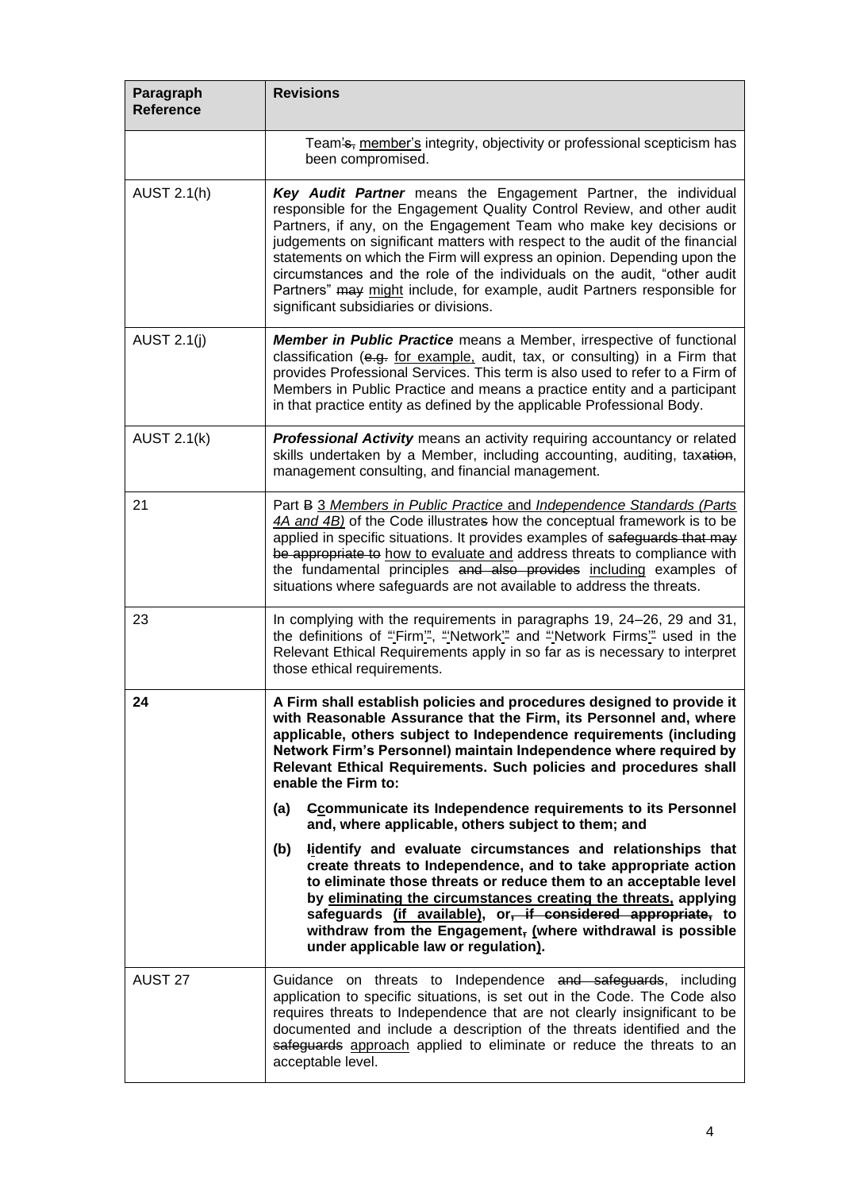| Paragraph Reference | Revisions |
|---|---|
| | Team's, member's integrity, objectivity or professional scepticism has been compromised. |
| AUST 2.1(h) | ***Key Audit Partner*** means the Engagement Partner, the individual responsible for the Engagement Quality Control Review, and other audit Partners, if any, on the Engagement Team who make key decisions or judgements on significant matters with respect to the audit of the financial statements on which the Firm will express an opinion. Depending upon the circumstances and the role of the individuals on the audit, "other audit Partners" ~~may~~ might include, for example, audit Partners responsible for significant subsidiaries or divisions. |
| AUST 2.1(j) | ***Member in Public Practice*** means a Member, irrespective of functional classification (~~e.g.~~ for example, audit, tax, or consulting) in a Firm that provides Professional Services. This term is also used to refer to a Firm of Members in Public Practice and means a practice entity and a participant in that practice entity as defined by the applicable Professional Body. |
| AUST 2.1(k) | ***Professional Activity*** means an activity requiring accountancy or related skills undertaken by a Member, including accounting, auditing, tax~~ation~~, management consulting, and financial management. |
| 21 | Part ~~B~~ 3 *Members in Public Practice* and *Independence Standards (Parts 4A and 4B)* of the Code illustrate~~s~~ how the conceptual framework is to be applied in specific situations. It provides examples of ~~safeguards that may be appropriate to~~ how to evaluate and address threats to compliance with the fundamental principles ~~and also provides~~ including examples of situations where safeguards are not available to address the threats. |
| 23 | In complying with the requirements in paragraphs 19, 24–26, 29 and 31, the definitions of "Firm", "Network" and "Network Firms" used in the Relevant Ethical Requirements apply in so far as is necessary to interpret those ethical requirements. |
| **24** | **A Firm shall establish policies and procedures designed to provide it with Reasonable Assurance that the Firm, its Personnel and, where applicable, others subject to Independence requirements (including Network Firm's Personnel) maintain Independence where required by Relevant Ethical Requirements. Such policies and procedures shall enable the Firm to:**<br><br>**(a) ~~C~~communicate its Independence requirements to its Personnel and, where applicable, others subject to them; and**<br><br>**(b) ~~I~~identify and evaluate circumstances and relationships that create threats to Independence, and to take appropriate action to eliminate those threats or reduce them to an acceptable level by eliminating the circumstances creating the threats, applying safeguards (if available), or~~, if considered appropriate,~~ to withdraw from the Engagement~~,~~ (where withdrawal is possible under applicable law or regulation).** |
| AUST 27 | Guidance on threats to Independence ~~and safeguards~~, including application to specific situations, is set out in the Code. The Code also requires threats to Independence that are not clearly insignificant to be documented and include a description of the threats identified and the ~~safeguards~~ approach applied to eliminate or reduce the threats to an acceptable level. |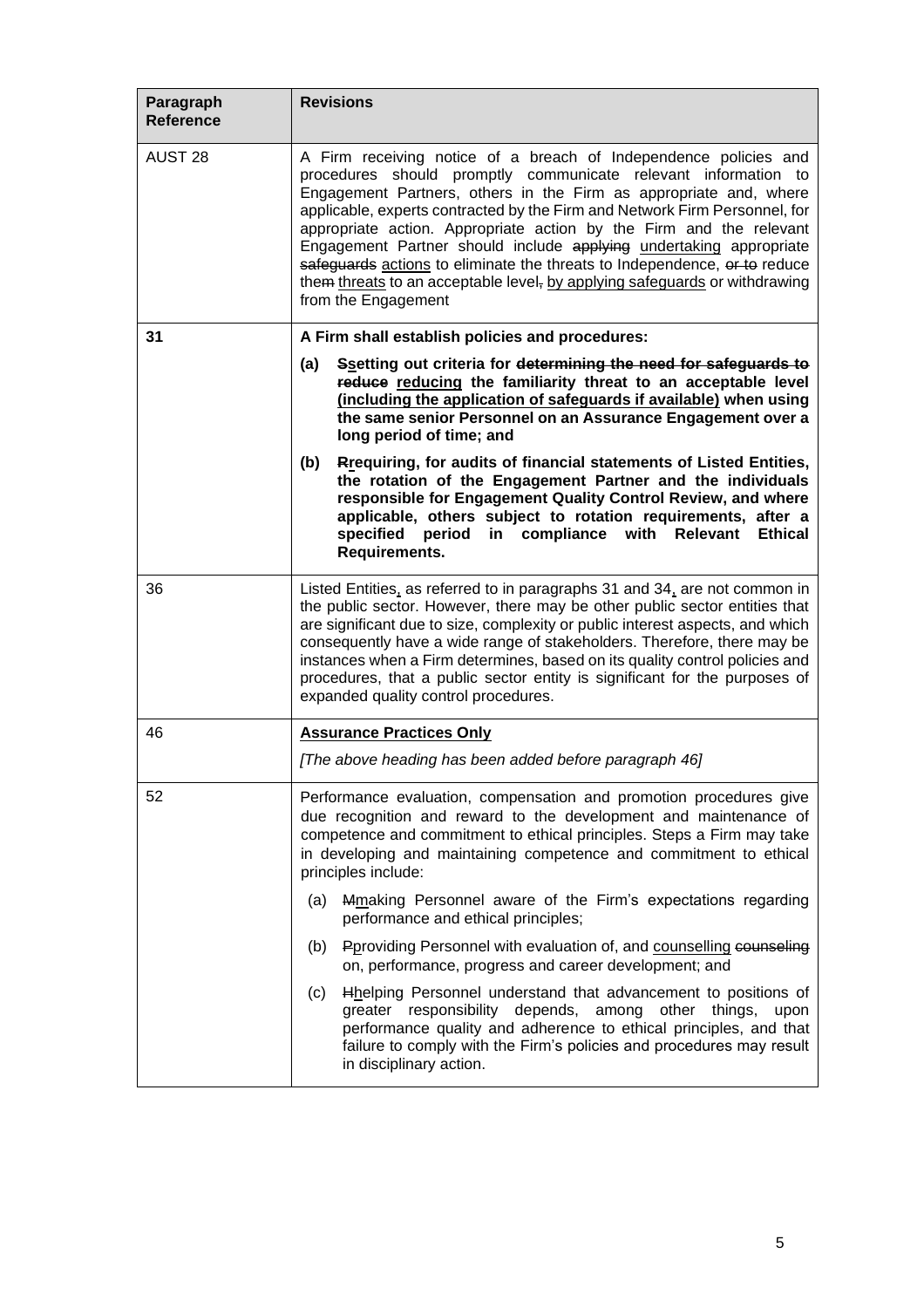| Paragraph Reference | Revisions |
|---|---|
| AUST 28 | A Firm receiving notice of a breach of Independence policies and procedures should promptly communicate relevant information to Engagement Partners, others in the Firm as appropriate and, where applicable, experts contracted by the Firm and Network Firm Personnel, for appropriate action. Appropriate action by the Firm and the relevant Engagement Partner should include ~~applying~~ <u>undertaking</u> appropriate ~~safeguards~~ <u>actions</u> to eliminate the threats to Independence, ~~or to~~ reduce the~~m~~ <u>threats</u> to an acceptable level~~,~~ <u>by applying safeguards</u> or withdrawing from the Engagement |
| **31** | **A Firm shall establish policies and procedures:**<br>**(a) ~~S~~<u>s</u>etting out criteria for ~~determining the need for safeguards to reduce~~ <u>reducing</u> the familiarity threat to an acceptable level <u>(including the application of safeguards if available)</u> when using the same senior Personnel on an Assurance Engagement over a long period of time; and**<br>**(b) ~~R~~<u>r</u>equiring, for audits of financial statements of Listed Entities, the rotation of the Engagement Partner and the individuals responsible for Engagement Quality Control Review, and where applicable, others subject to rotation requirements, after a specified period in compliance with Relevant Ethical Requirements.** |
| 36 | Listed Entities<u>,</u> as referred to in paragraphs 31 and 34<u>,</u> are not common in the public sector. However, there may be other public sector entities that are significant due to size, complexity or public interest aspects, and which consequently have a wide range of stakeholders. Therefore, there may be instances when a Firm determines, based on its quality control policies and procedures, that a public sector entity is significant for the purposes of expanded quality control procedures. |
| 46 | <u>**Assurance Practices Only**</u><br>*[The above heading has been added before paragraph 46]* |
| 52 | Performance evaluation, compensation and promotion procedures give due recognition and reward to the development and maintenance of competence and commitment to ethical principles. Steps a Firm may take in developing and maintaining competence and commitment to ethical principles include:<br>(a) ~~M~~<u>m</u>aking Personnel aware of the Firm's expectations regarding performance and ethical principles;<br>(b) ~~P~~<u>p</u>roviding Personnel with evaluation of, and <u>counselling</u> ~~counseling~~ on, performance, progress and career development; and<br>(c) ~~H~~<u>h</u>elping Personnel understand that advancement to positions of greater responsibility depends, among other things, upon performance quality and adherence to ethical principles, and that failure to comply with the Firm's policies and procedures may result in disciplinary action. |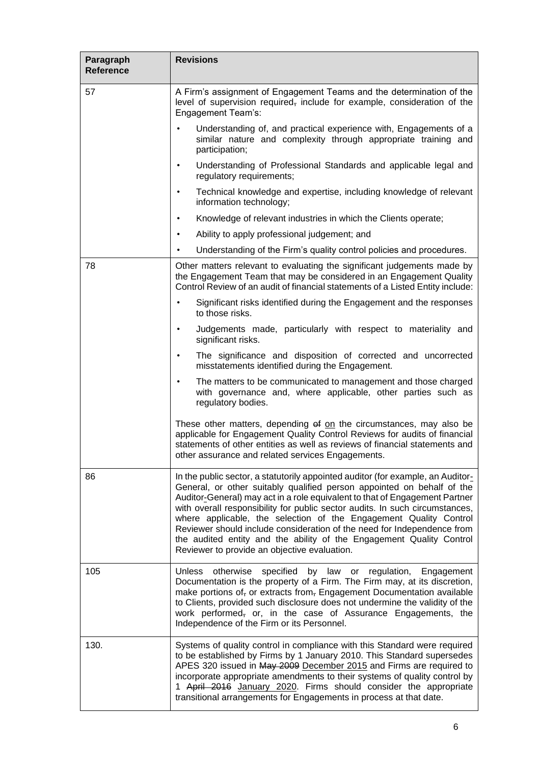| Paragraph Reference | Revisions |
|---|---|
| 57 | A Firm's assignment of Engagement Teams and the determination of the level of supervision required~~,~~ include for example, consideration of the Engagement Team's:<br>• Understanding of, and practical experience with, Engagements of a similar nature and complexity through appropriate training and participation;<br>• Understanding of Professional Standards and applicable legal and regulatory requirements;<br>• Technical knowledge and expertise, including knowledge of relevant information technology;<br>• Knowledge of relevant industries in which the Clients operate;<br>• Ability to apply professional judgement; and<br>• Understanding of the Firm's quality control policies and procedures. |
| 78 | Other matters relevant to evaluating the significant judgements made by the Engagement Team that may be considered in an Engagement Quality Control Review of an audit of financial statements of a Listed Entity include:<br>• Significant risks identified during the Engagement and the responses to those risks.<br>• Judgements made, particularly with respect to materiality and significant risks.<br>• The significance and disposition of corrected and uncorrected misstatements identified during the Engagement.<br>• The matters to be communicated to management and those charged with governance and, where applicable, other parties such as regulatory bodies.<br><br>These other matters, depending ~~of~~ <u>on</u> the circumstances, may also be applicable for Engagement Quality Control Reviews for audits of financial statements of other entities as well as reviews of financial statements and other assurance and related services Engagements. |
| 86 | In the public sector, a statutorily appointed auditor (for example, an Auditor<u>-</u>General, or other suitably qualified person appointed on behalf of the Auditor<u>-</u>General) may act in a role equivalent to that of Engagement Partner with overall responsibility for public sector audits. In such circumstances, where applicable, the selection of the Engagement Quality Control Reviewer should include consideration of the need for Independence from the audited entity and the ability of the Engagement Quality Control Reviewer to provide an objective evaluation. |
| 105 | Unless otherwise specified by law or regulation, Engagement Documentation is the property of a Firm. The Firm may, at its discretion, make portions of~~,~~ or extracts from~~,~~ Engagement Documentation available to Clients, provided such disclosure does not undermine the validity of the work performed~~,~~ or, in the case of Assurance Engagements, the Independence of the Firm or its Personnel. |
| 130. | Systems of quality control in compliance with this Standard were required to be established by Firms by 1 January 2010. This Standard supersedes APES 320 issued in ~~May 2009~~ <u>December 2015</u> and Firms are required to incorporate appropriate amendments to their systems of quality control by 1 ~~April 2016~~ <u>January 2020</u>. Firms should consider the appropriate transitional arrangements for Engagements in process at that date. |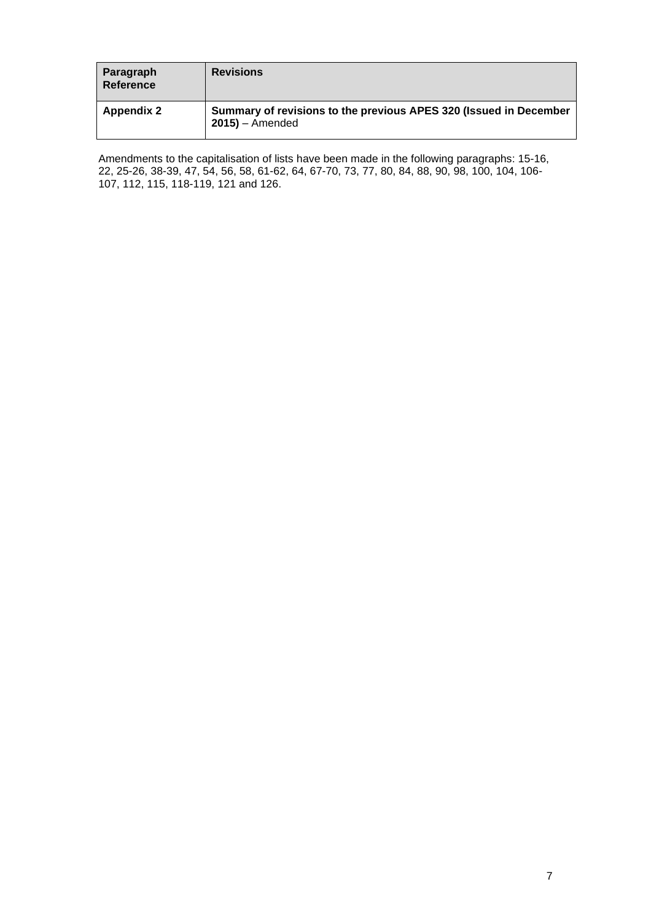| Paragraph Reference | Revisions |
| --- | --- |
| **Appendix 2** | **Summary of revisions to the previous APES 320 (Issued in December 2015)** – Amended |

Amendments to the capitalisation of lists have been made in the following paragraphs: 15-16, 22, 25-26, 38-39, 47, 54, 56, 58, 61-62, 64, 67-70, 73, 77, 80, 84, 88, 90, 98, 100, 104, 106-107, 112, 115, 118-119, 121 and 126.